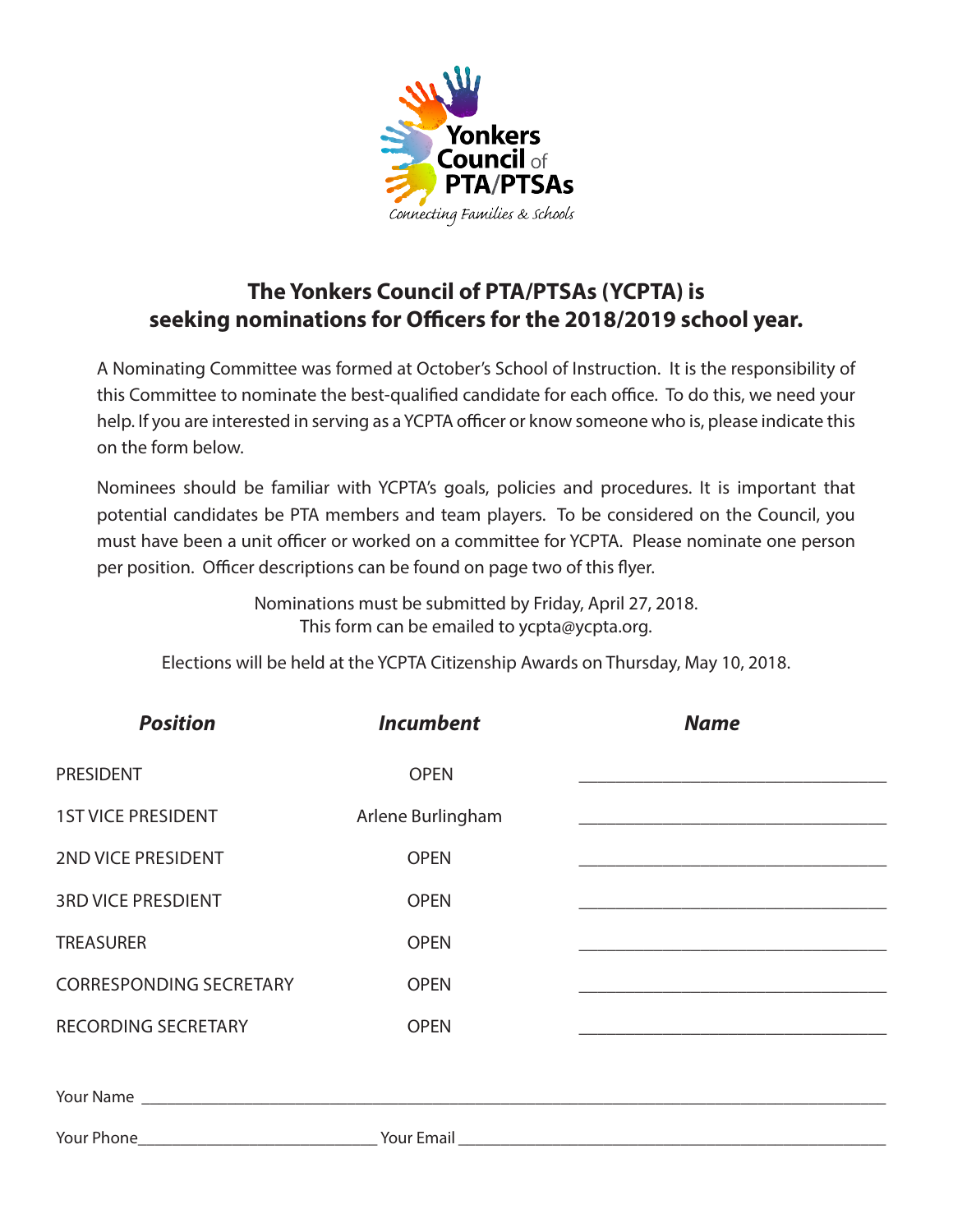Yonkers Council of PTA/PTSAs

*Connecting Families & Schools*

## The Yonkers Council of PTA/PTSAs (YCPTA) is seeking nominations for Officers for the 2018/2019 school year.

A Nominating Committee was formed at October's School of Instruction. It is the responsibility of this Committee to nominate the best-qualified candidate for each office. To do this, we need your help. If you are interested in serving as a YCPTA officer or know someone who is, please indicate this on the form below.

Nominees should be familiar with YCPTA's goals, policies and procedures. It is important that potential candidates be PTA members and team players. To be considered on the Council, you must have been a unit officer or worked on a committee for YCPTA. Please nominate one person per position. Officer descriptions can be found on page two of this flyer.

Nominations must be submitted by Friday, April 27, 2018.
This form can be emailed to ycpta@ycpta.org.

Elections will be held at the YCPTA Citizenship Awards on Thursday, May 10, 2018.

| ***Position*** | ***Incumbent*** | ***Name*** |
|---|---|---|
| PRESIDENT | OPEN | ___________________________________ |
| 1ST VICE PRESIDENT | Arlene Burlingham | ___________________________________ |
| 2ND VICE PRESIDENT | OPEN | ___________________________________ |
| 3RD VICE PRESDIENT | OPEN | ___________________________________ |
| TREASURER | OPEN | ___________________________________ |
| CORRESPONDING SECRETARY | OPEN | ___________________________________ |
| RECORDING SECRETARY | OPEN | ___________________________________ |

Your Name ________________________________________________________________________________

Your Phone_____________________________ Your Email _________________________________________________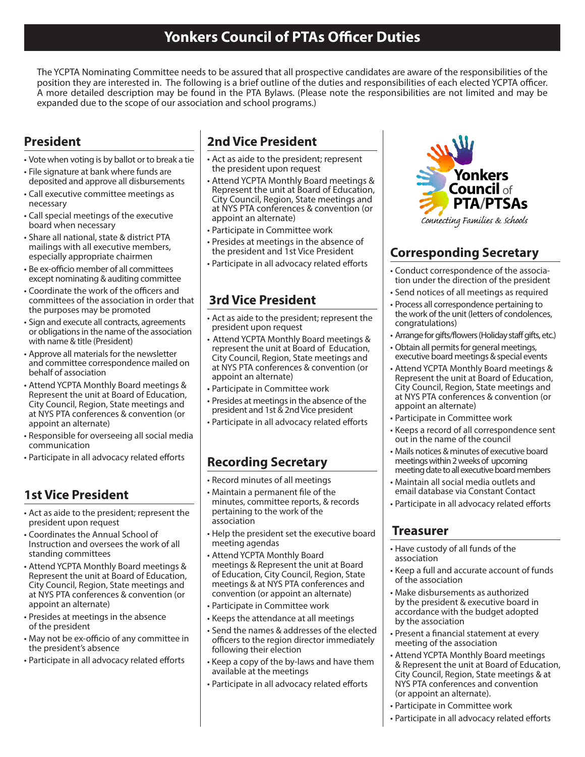# Yonkers Council of PTAs Officer Duties

The YCPTA Nominating Committee needs to be assured that all prospective candidates are aware of the responsibilities of the position they are interested in. The following is a brief outline of the duties and responsibilities of each elected YCPTA officer. A more detailed description may be found in the PTA Bylaws. (Please note the responsibilities are not limited and may be expanded due to the scope of our association and school programs.)

## President

- Vote when voting is by ballot or to break a tie
- File signature at bank where funds are deposited and approve all disbursements
- Call executive committee meetings as necessary
- Call special meetings of the executive board when necessary
- Share all national, state & district PTA mailings with all executive members, especially appropriate chairmen
- Be ex-officio member of all committees except nominating & auditing committee
- Coordinate the work of the officers and committees of the association in order that the purposes may be promoted
- Sign and execute all contracts, agreements or obligations in the name of the association with name & title (President)
- Approve all materials for the newsletter and committee correspondence mailed on behalf of association
- Attend YCPTA Monthly Board meetings & Represent the unit at Board of Education, City Council, Region, State meetings and at NYS PTA conferences & convention (or appoint an alternate)
- Responsible for overseeing all social media communication
- Participate in all advocacy related efforts

## 1st Vice President

- Act as aide to the president; represent the president upon request
- Coordinates the Annual School of Instruction and oversees the work of all standing committees
- Attend YCPTA Monthly Board meetings & Represent the unit at Board of Education, City Council, Region, State meetings and at NYS PTA conferences & convention (or appoint an alternate)
- Presides at meetings in the absence of the president
- May not be ex-officio of any committee in the president's absence
- Participate in all advocacy related efforts

## 2nd Vice President

- Act as aide to the president; represent the president upon request
- Attend YCPTA Monthly Board meetings & Represent the unit at Board of Education, City Council, Region, State meetings and at NYS PTA conferences & convention (or appoint an alternate)
- Participate in Committee work
- Presides at meetings in the absence of the president and 1st Vice President
- Participate in all advocacy related efforts

## 3rd Vice President

- Act as aide to the president; represent the president upon request
- Attend YCPTA Monthly Board meetings & represent the unit at Board of Education, City Council, Region, State meetings and at NYS PTA conferences & convention (or appoint an alternate)
- Participate in Committee work
- Presides at meetings in the absence of the president and 1st & 2nd Vice president
- Participate in all advocacy related efforts

## Recording Secretary

- Record minutes of all meetings
- Maintain a permanent file of the minutes, committee reports, & records pertaining to the work of the association
- Help the president set the executive board meeting agendas
- Attend YCPTA Monthly Board meetings & Represent the unit at Board of Education, City Council, Region, State meetings & at NYS PTA conferences and convention (or appoint an alternate)
- Participate in Committee work
- Keeps the attendance at all meetings
- Send the names & addresses of the elected officers to the region director immediately following their election
- Keep a copy of the by-laws and have them available at the meetings
- Participate in all advocacy related efforts

Yonkers Council of PTA/PTSAs

*Connecting Families & Schools*

## Corresponding Secretary

- Conduct correspondence of the association under the direction of the president
- Send notices of all meetings as required
- Process all correspondence pertaining to the work of the unit (letters of condolences, congratulations)
- Arrange for gifts/flowers (Holiday staff gifts, etc.)
- Obtain all permits for general meetings, executive board meetings & special events
- Attend YCPTA Monthly Board meetings & Represent the unit at Board of Education, City Council, Region, State meetings and at NYS PTA conferences & convention (or appoint an alternate)
- Participate in Committee work
- Keeps a record of all correspondence sent out in the name of the council
- Mails notices & minutes of executive board meetings within 2 weeks of upcoming meeting date to all executive board members
- Maintain all social media outlets and email database via Constant Contact
- Participate in all advocacy related efforts

## Treasurer

- Have custody of all funds of the association
- Keep a full and accurate account of funds of the association
- Make disbursements as authorized by the president & executive board in accordance with the budget adopted by the association
- Present a financial statement at every meeting of the association
- Attend YCPTA Monthly Board meetings & Represent the unit at Board of Education, City Council, Region, State meetings & at NYS PTA conferences and convention (or appoint an alternate).
- Participate in Committee work
- Participate in all advocacy related efforts